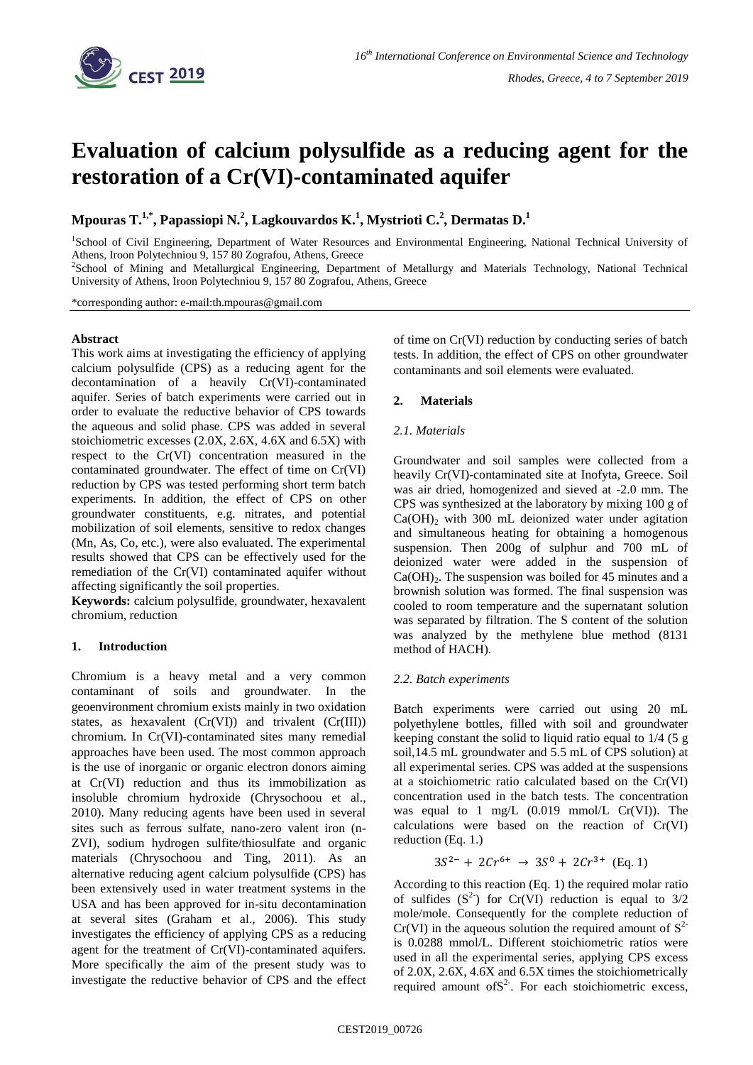# Evaluation of calcium polysulfide as a reducing agent for the restoration of a Cr(VI)-contaminated aquifer

**Mpouras T.[1,*], Papassiopi N.[2], Lagkouvardos K.[1], Mystrioti C.[2], Dermatas D.[1]**

[1]School of Civil Engineering, Department of Water Resources and Environmental Engineering, National Technical University of Athens, Iroon Polytechniou 9, 157 80 Zografou, Athens, Greece

[2]School of Mining and Metallurgical Engineering, Department of Metallurgy and Materials Technology, National Technical University of Athens, Iroon Polytechniou 9, 157 80 Zografou, Athens, Greece

*corresponding author: e-mail:th.mpouras@gmail.com

**Abstract**

This work aims at investigating the efficiency of applying calcium polysulfide (CPS) as a reducing agent for the decontamination of a heavily Cr(VI)-contaminated aquifer. Series of batch experiments were carried out in order to evaluate the reductive behavior of CPS towards the aqueous and solid phase. CPS was added in several stoichiometric excesses (2.0X, 2.6X, 4.6X and 6.5X) with respect to the Cr(VI) concentration measured in the contaminated groundwater. The effect of time on Cr(VI) reduction by CPS was tested performing short term batch experiments. In addition, the effect of CPS on other groundwater constituents, e.g. nitrates, and potential mobilization of soil elements, sensitive to redox changes (Mn, As, Co, etc.), were also evaluated. The experimental results showed that CPS can be effectively used for the remediation of the Cr(VI) contaminated aquifer without affecting significantly the soil properties.

**Keywords:** calcium polysulfide, groundwater, hexavalent chromium, reduction

## 1. Introduction

Chromium is a heavy metal and a very common contaminant of soils and groundwater. In the geoenvironment chromium exists mainly in two oxidation states, as hexavalent (Cr(VI)) and trivalent (Cr(III)) chromium. In Cr(VI)-contaminated sites many remedial approaches have been used. The most common approach is the use of inorganic or organic electron donors aiming at Cr(VI) reduction and thus its immobilization as insoluble chromium hydroxide (Chrysochoou et al., 2010). Many reducing agents have been used in several sites such as ferrous sulfate, nano-zero valent iron (n-ZVI), sodium hydrogen sulfite/thiosulfate and organic materials (Chrysochoou and Ting, 2011). As an alternative reducing agent calcium polysulfide (CPS) has been extensively used in water treatment systems in the USA and has been approved for in-situ decontamination at several sites (Graham et al., 2006). This study investigates the efficiency of applying CPS as a reducing agent for the treatment of Cr(VI)-contaminated aquifers. More specifically the aim of the present study was to investigate the reductive behavior of CPS and the effect of time on Cr(VI) reduction by conducting series of batch tests. In addition, the effect of CPS on other groundwater contaminants and soil elements were evaluated.

## 2. Materials

### 2.1. Materials

Groundwater and soil samples were collected from a heavily Cr(VI)-contaminated site at Inofyta, Greece. Soil was air dried, homogenized and sieved at -2.0 mm. The CPS was synthesized at the laboratory by mixing 100 g of $Ca(OH)_2$ with 300 mL deionized water under agitation and simultaneous heating for obtaining a homogenous suspension. Then 200g of sulphur and 700 mL of deionized water were added in the suspension of $Ca(OH)_2$. The suspension was boiled for 45 minutes and a brownish solution was formed. The final suspension was cooled to room temperature and the supernatant solution was separated by filtration. The S content of the solution was analyzed by the methylene blue method (8131 method of HACH).

### 2.2. Batch experiments

Batch experiments were carried out using 20 mL polyethylene bottles, filled with soil and groundwater keeping constant the solid to liquid ratio equal to 1/4 (5 g soil,14.5 mL groundwater and 5.5 mL of CPS solution) at all experimental series. CPS was added at the suspensions at a stoichiometric ratio calculated based on the Cr(VI) concentration used in the batch tests. The concentration was equal to 1 mg/L (0.019 mmol/L Cr(VI)). The calculations were based on the reaction of Cr(VI) reduction (Eq. 1.)

$$3S^{2-} + 2Cr^{6+} \rightarrow 3S^{0} + 2Cr^{3+} \quad \text{(Eq. 1)}$$

According to this reaction (Eq. 1) the required molar ratio of sulfides ($S^{2-}$) for Cr(VI) reduction is equal to 3/2 mole/mole. Consequently for the complete reduction of Cr(VI) in the aqueous solution the required amount of $S^{2-}$ is 0.0288 mmol/L. Different stoichiometric ratios were used in all the experimental series, applying CPS excess of 2.0X, 2.6X, 4.6X and 6.5X times the stoichiometrically required amount of $S^{2-}$. For each stoichiometric excess,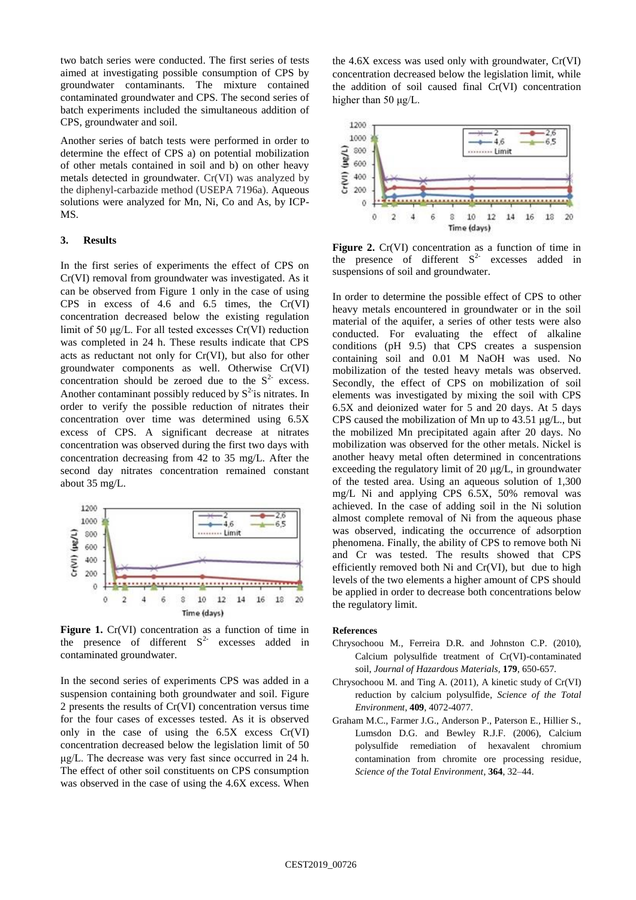two batch series were conducted. The first series of tests aimed at investigating possible consumption of CPS by groundwater contaminants. The mixture contained contaminated groundwater and CPS. The second series of batch experiments included the simultaneous addition of CPS, groundwater and soil.

Another series of batch tests were performed in order to determine the effect of CPS a) on potential mobilization of other metals contained in soil and b) on other heavy metals detected in groundwater. Cr(VI) was analyzed by the diphenyl-carbazide method (USEPA 7196a). Aqueous solutions were analyzed for Mn, Ni, Co and As, by ICP-MS.

## 3. Results

In the first series of experiments the effect of CPS on Cr(VI) removal from groundwater was investigated. As it can be observed from Figure 1 only in the case of using CPS in excess of 4.6 and 6.5 times, the Cr(VI) concentration decreased below the existing regulation limit of 50 μg/L. For all tested excesses Cr(VI) reduction was completed in 24 h. These results indicate that CPS acts as reductant not only for Cr(VI), but also for other groundwater components as well. Otherwise Cr(VI) concentration should be zeroed due to the $S^{2-}$ excess. Another contaminant possibly reduced by $S^{2-}$ is nitrates. In order to verify the possible reduction of nitrates their concentration over time was determined using 6.5X excess of CPS. A significant decrease at nitrates concentration was observed during the first two days with concentration decreasing from 42 to 35 mg/L. After the second day nitrates concentration remained constant about 35 mg/L.

Cr(VI) (μg/L)
1200
1000
800
600
400
200
0
0 2 4 6 8 10 12 14 16 18 20
Time (days)
2
2,6
4,6
6,5
Limit

**Figure 1.** Cr(VI) concentration as a function of time in the presence of different $S^{2-}$ excesses added in contaminated groundwater.

In the second series of experiments CPS was added in a suspension containing both groundwater and soil. Figure 2 presents the results of Cr(VI) concentration versus time for the four cases of excesses tested. As it is observed only in the case of using the 6.5X excess Cr(VI) concentration decreased below the legislation limit of 50 μg/L. The decrease was very fast since occurred in 24 h. The effect of other soil constituents on CPS consumption was observed in the case of using the 4.6X excess. When the 4.6X excess was used only with groundwater, Cr(VI) concentration decreased below the legislation limit, while the addition of soil caused final Cr(VI) concentration higher than 50 μg/L.

Cr(VI) (μg/L)
1200
1000
800
600
400
200
0
0 2 4 6 8 10 12 14 16 18 20
Time (days)
2
2,6
4,6
6,5
Limit

**Figure 2.** Cr(VI) concentration as a function of time in the presence of different $S^{2-}$ excesses added in suspensions of soil and groundwater.

In order to determine the possible effect of CPS to other heavy metals encountered in groundwater or in the soil material of the aquifer, a series of other tests were also conducted. For evaluating the effect of alkaline conditions (pH 9.5) that CPS creates a suspension containing soil and 0.01 M NaOH was used. No mobilization of the tested heavy metals was observed. Secondly, the effect of CPS on mobilization of soil elements was investigated by mixing the soil with CPS 6.5X and deionized water for 5 and 20 days. At 5 days CPS caused the mobilization of Mn up to 43.51 μg/L., but the mobilized Mn precipitated again after 20 days. No mobilization was observed for the other metals. Nickel is another heavy metal often determined in concentrations exceeding the regulatory limit of 20 μg/L, in groundwater of the tested area. Using an aqueous solution of 1,300 mg/L Ni and applying CPS 6.5X, 50% removal was achieved. In the case of adding soil in the Ni solution almost complete removal of Ni from the aqueous phase was observed, indicating the occurrence of adsorption phenomena. Finally, the ability of CPS to remove both Ni and Cr was tested. The results showed that CPS efficiently removed both Ni and Cr(VI), but due to high levels of the two elements a higher amount of CPS should be applied in order to decrease both concentrations below the regulatory limit.

## References

Chrysochoou M., Ferreira D.R. and Johnston C.P. (2010), Calcium polysulfide treatment of Cr(VI)-contaminated soil, *Journal of Hazardous Materials*, **179**, 650-657.

Chrysochoou M. and Ting A. (2011), A kinetic study of Cr(VI) reduction by calcium polysulfide, *Science of the Total Environment*, **409**, 4072-4077.

Graham M.C., Farmer J.G., Anderson P., Paterson E., Hillier S., Lumsdon D.G. and Bewley R.J.F. (2006), Calcium polysulfide remediation of hexavalent chromium contamination from chromite ore processing residue, *Science of the Total Environment*, **364**, 32–44.